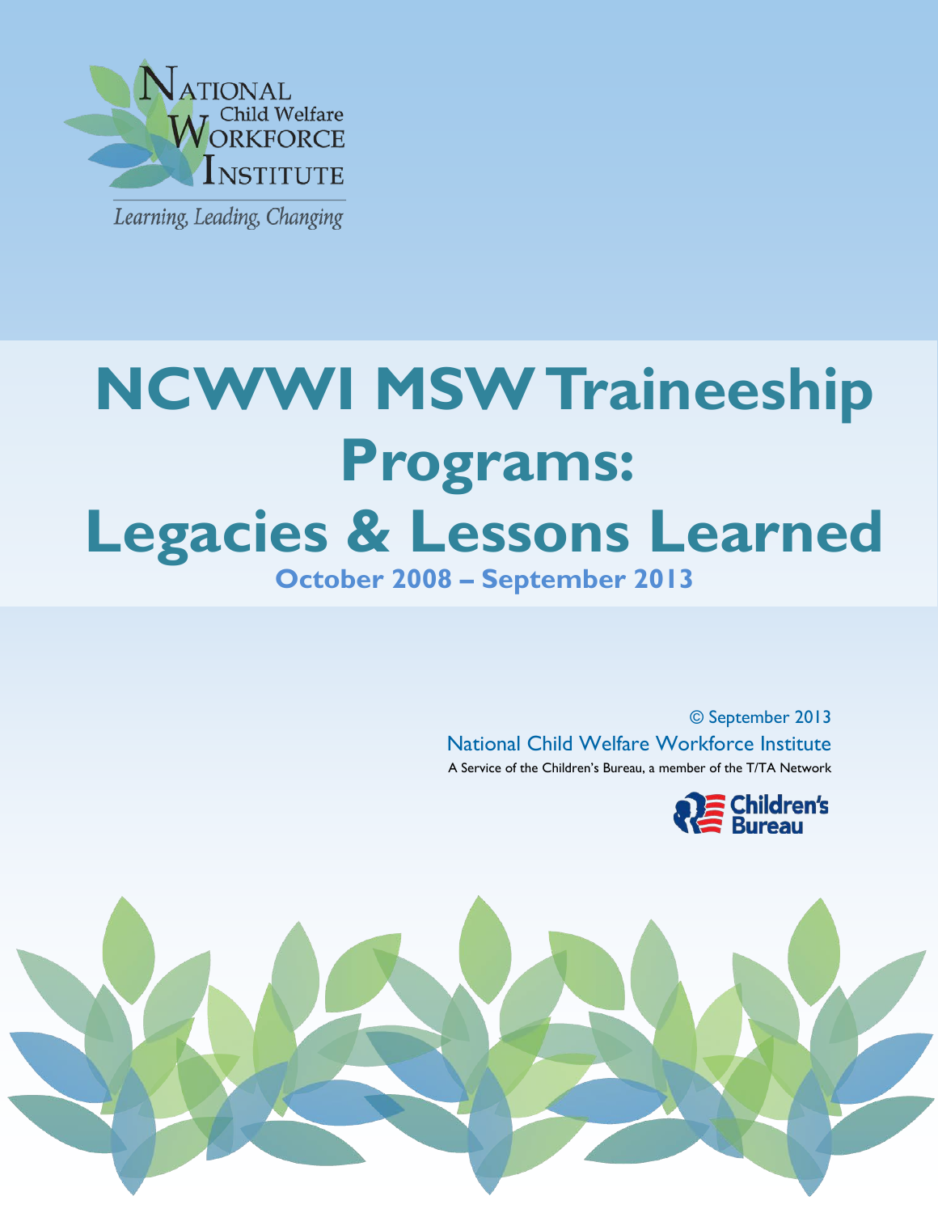National Child Welfare Workforce Institute

*Learning, Leading, Changing*

# NCWWI MSW Traineeship Programs: Legacies & Lessons Learned

**October 2008 – September 2013**

© September 2013

National Child Welfare Workforce Institute

A Service of the Children's Bureau, a member of the T/TA Network

Children's Bureau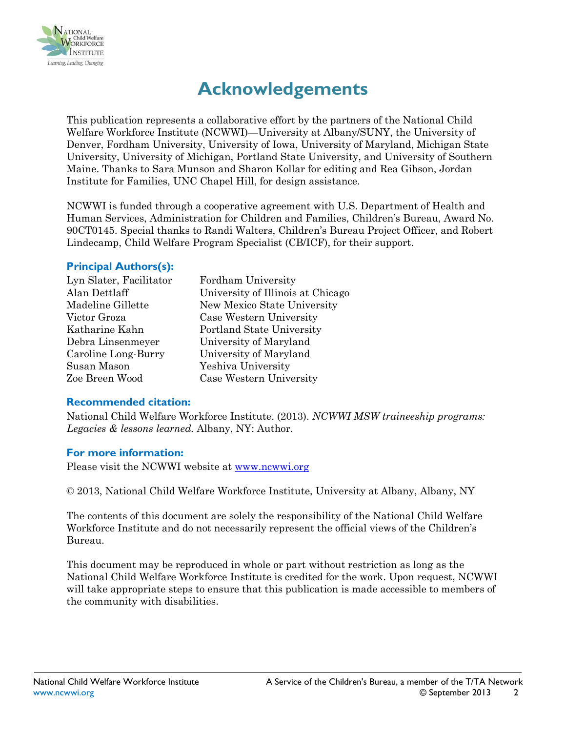# Acknowledgements

This publication represents a collaborative effort by the partners of the National Child Welfare Workforce Institute (NCWWI)—University at Albany/SUNY, the University of Denver, Fordham University, University of Iowa, University of Maryland, Michigan State University, University of Michigan, Portland State University, and University of Southern Maine. Thanks to Sara Munson and Sharon Kollar for editing and Rea Gibson, Jordan Institute for Families, UNC Chapel Hill, for design assistance.

NCWWI is funded through a cooperative agreement with U.S. Department of Health and Human Services, Administration for Children and Families, Children's Bureau, Award No. 90CT0145. Special thanks to Randi Walters, Children's Bureau Project Officer, and Robert Lindecamp, Child Welfare Program Specialist (CB/ICF), for their support.

### Principal Authors(s):

| | |
|---|---|
| Lyn Slater, Facilitator | Fordham University |
| Alan Dettlaff | University of Illinois at Chicago |
| Madeline Gillette | New Mexico State University |
| Victor Groza | Case Western University |
| Katharine Kahn | Portland State University |
| Debra Linsenmeyer | University of Maryland |
| Caroline Long-Burry | University of Maryland |
| Susan Mason | Yeshiva University |
| Zoe Breen Wood | Case Western University |

### Recommended citation:

National Child Welfare Workforce Institute. (2013). *NCWWI MSW traineeship programs: Legacies & lessons learned.* Albany, NY: Author.

### For more information:

Please visit the NCWWI website at www.ncwwi.org

© 2013, National Child Welfare Workforce Institute, University at Albany, Albany, NY

The contents of this document are solely the responsibility of the National Child Welfare Workforce Institute and do not necessarily represent the official views of the Children's Bureau.

This document may be reproduced in whole or part without restriction as long as the National Child Welfare Workforce Institute is credited for the work. Upon request, NCWWI will take appropriate steps to ensure that this publication is made accessible to members of the community with disabilities.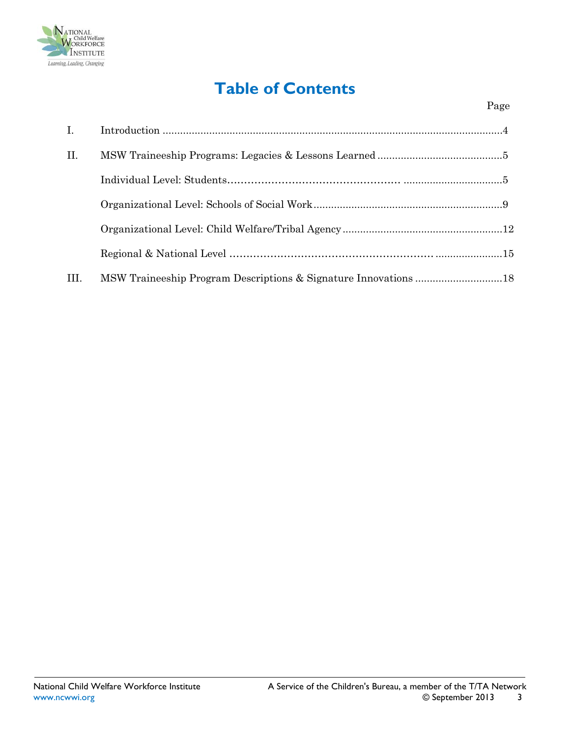# Table of Contents

| | | Page |
|---|---|---|
| I. | Introduction | 4 |
| II. | MSW Traineeship Programs: Legacies & Lessons Learned | 5 |
| | Individual Level: Students | 5 |
| | Organizational Level: Schools of Social Work | 9 |
| | Organizational Level: Child Welfare/Tribal Agency | 12 |
| | Regional & National Level | 15 |
| III. | MSW Traineeship Program Descriptions & Signature Innovations | 18 |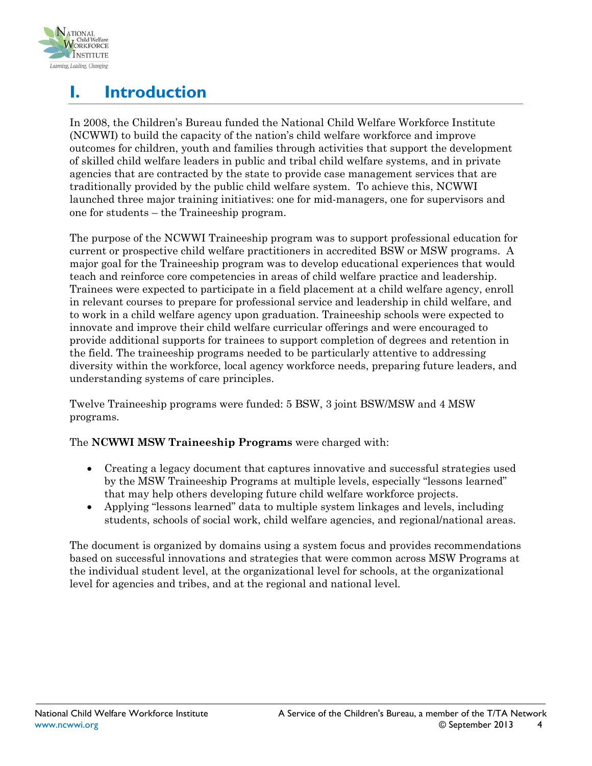# I. Introduction

In 2008, the Children's Bureau funded the National Child Welfare Workforce Institute (NCWWI) to build the capacity of the nation's child welfare workforce and improve outcomes for children, youth and families through activities that support the development of skilled child welfare leaders in public and tribal child welfare systems, and in private agencies that are contracted by the state to provide case management services that are traditionally provided by the public child welfare system. To achieve this, NCWWI launched three major training initiatives: one for mid-managers, one for supervisors and one for students – the Traineeship program.

The purpose of the NCWWI Traineeship program was to support professional education for current or prospective child welfare practitioners in accredited BSW or MSW programs. A major goal for the Traineeship program was to develop educational experiences that would teach and reinforce core competencies in areas of child welfare practice and leadership. Trainees were expected to participate in a field placement at a child welfare agency, enroll in relevant courses to prepare for professional service and leadership in child welfare, and to work in a child welfare agency upon graduation. Traineeship schools were expected to innovate and improve their child welfare curricular offerings and were encouraged to provide additional supports for trainees to support completion of degrees and retention in the field. The traineeship programs needed to be particularly attentive to addressing diversity within the workforce, local agency workforce needs, preparing future leaders, and understanding systems of care principles.

Twelve Traineeship programs were funded: 5 BSW, 3 joint BSW/MSW and 4 MSW programs.

The **NCWWI MSW Traineeship Programs** were charged with:

- Creating a legacy document that captures innovative and successful strategies used by the MSW Traineeship Programs at multiple levels, especially "lessons learned" that may help others developing future child welfare workforce projects.
- Applying "lessons learned" data to multiple system linkages and levels, including students, schools of social work, child welfare agencies, and regional/national areas.

The document is organized by domains using a system focus and provides recommendations based on successful innovations and strategies that were common across MSW Programs at the individual student level, at the organizational level for schools, at the organizational level for agencies and tribes, and at the regional and national level.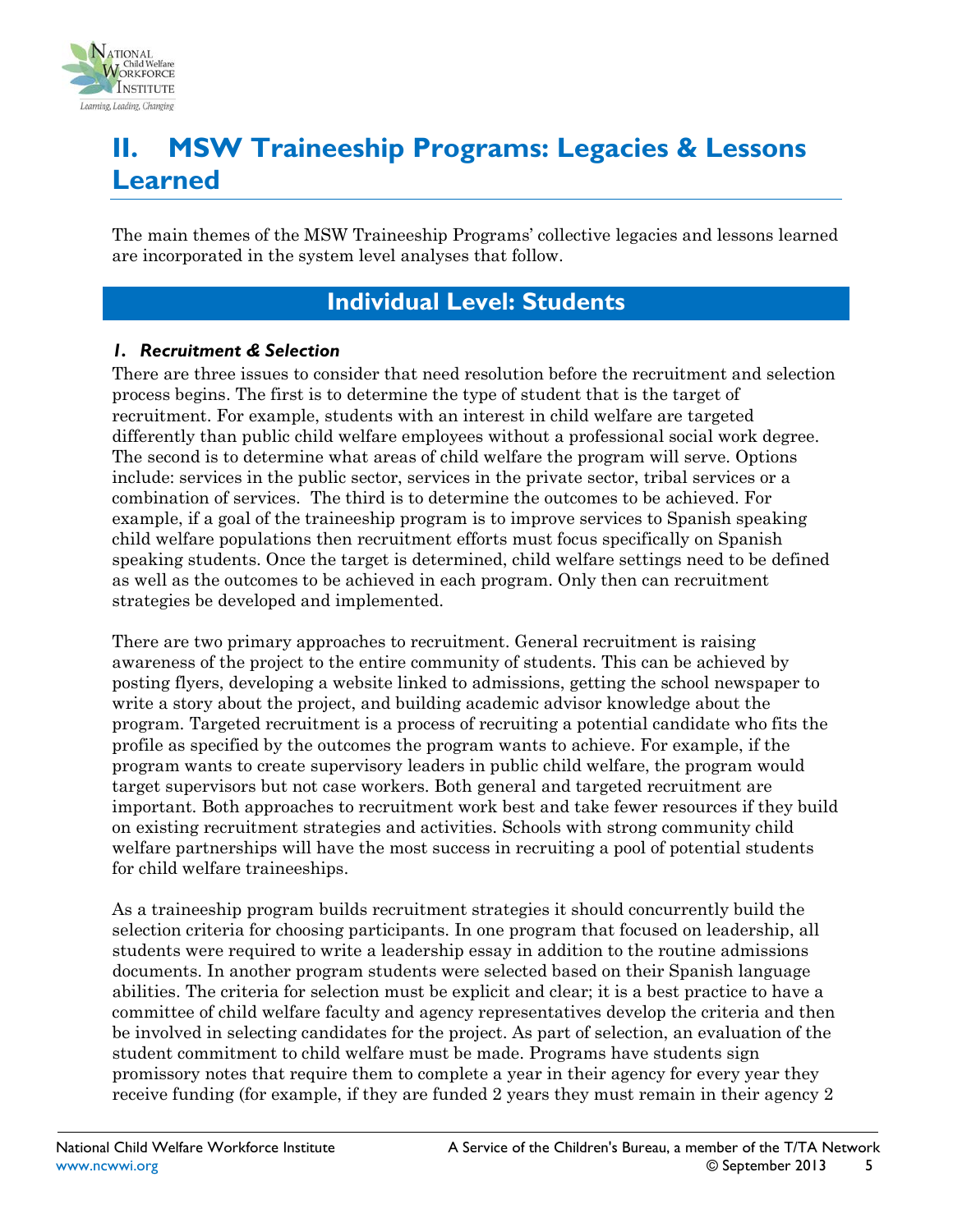# II. MSW Traineeship Programs: Legacies & Lessons Learned

The main themes of the MSW Traineeship Programs' collective legacies and lessons learned are incorporated in the system level analyses that follow.

## Individual Level: Students

### *1. Recruitment & Selection*

There are three issues to consider that need resolution before the recruitment and selection process begins. The first is to determine the type of student that is the target of recruitment. For example, students with an interest in child welfare are targeted differently than public child welfare employees without a professional social work degree. The second is to determine what areas of child welfare the program will serve. Options include: services in the public sector, services in the private sector, tribal services or a combination of services. The third is to determine the outcomes to be achieved. For example, if a goal of the traineeship program is to improve services to Spanish speaking child welfare populations then recruitment efforts must focus specifically on Spanish speaking students. Once the target is determined, child welfare settings need to be defined as well as the outcomes to be achieved in each program. Only then can recruitment strategies be developed and implemented.

There are two primary approaches to recruitment. General recruitment is raising awareness of the project to the entire community of students. This can be achieved by posting flyers, developing a website linked to admissions, getting the school newspaper to write a story about the project, and building academic advisor knowledge about the program. Targeted recruitment is a process of recruiting a potential candidate who fits the profile as specified by the outcomes the program wants to achieve. For example, if the program wants to create supervisory leaders in public child welfare, the program would target supervisors but not case workers. Both general and targeted recruitment are important. Both approaches to recruitment work best and take fewer resources if they build on existing recruitment strategies and activities. Schools with strong community child welfare partnerships will have the most success in recruiting a pool of potential students for child welfare traineeships.

As a traineeship program builds recruitment strategies it should concurrently build the selection criteria for choosing participants. In one program that focused on leadership, all students were required to write a leadership essay in addition to the routine admissions documents. In another program students were selected based on their Spanish language abilities. The criteria for selection must be explicit and clear; it is a best practice to have a committee of child welfare faculty and agency representatives develop the criteria and then be involved in selecting candidates for the project. As part of selection, an evaluation of the student commitment to child welfare must be made. Programs have students sign promissory notes that require them to complete a year in their agency for every year they receive funding (for example, if they are funded 2 years they must remain in their agency 2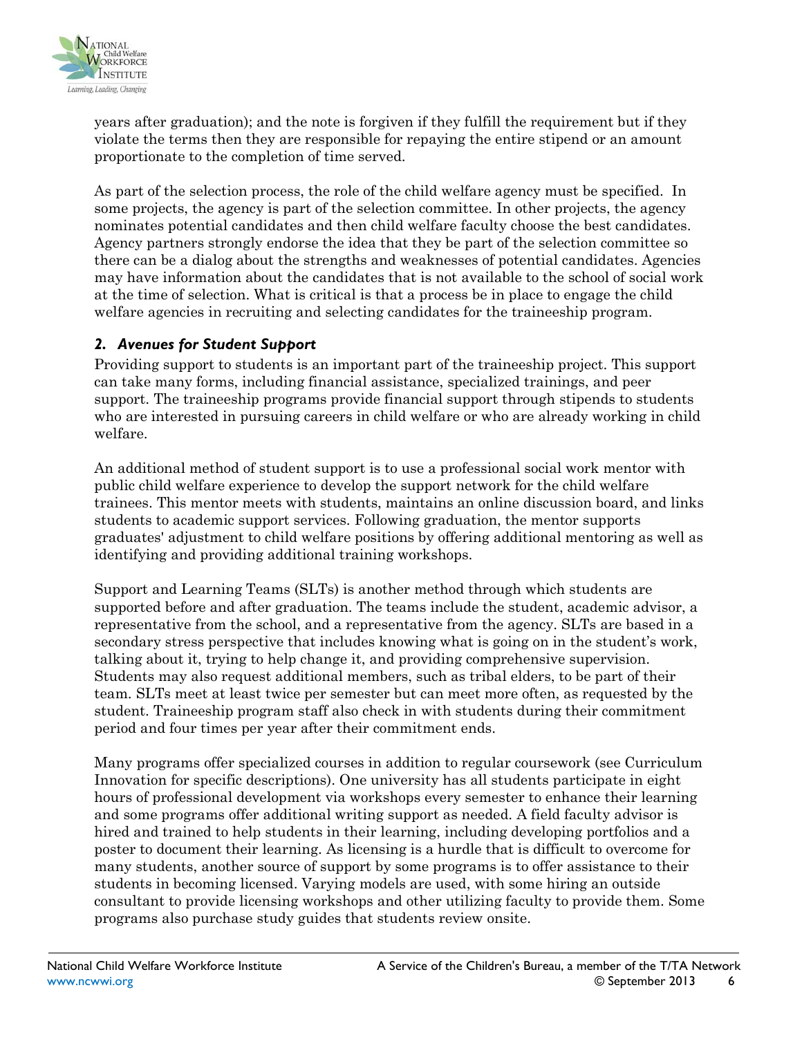years after graduation); and the note is forgiven if they fulfill the requirement but if they violate the terms then they are responsible for repaying the entire stipend or an amount proportionate to the completion of time served.

As part of the selection process, the role of the child welfare agency must be specified. In some projects, the agency is part of the selection committee. In other projects, the agency nominates potential candidates and then child welfare faculty choose the best candidates. Agency partners strongly endorse the idea that they be part of the selection committee so there can be a dialog about the strengths and weaknesses of potential candidates. Agencies may have information about the candidates that is not available to the school of social work at the time of selection. What is critical is that a process be in place to engage the child welfare agencies in recruiting and selecting candidates for the traineeship program.

### *2. Avenues for Student Support*

Providing support to students is an important part of the traineeship project. This support can take many forms, including financial assistance, specialized trainings, and peer support. The traineeship programs provide financial support through stipends to students who are interested in pursuing careers in child welfare or who are already working in child welfare.

An additional method of student support is to use a professional social work mentor with public child welfare experience to develop the support network for the child welfare trainees. This mentor meets with students, maintains an online discussion board, and links students to academic support services. Following graduation, the mentor supports graduates' adjustment to child welfare positions by offering additional mentoring as well as identifying and providing additional training workshops.

Support and Learning Teams (SLTs) is another method through which students are supported before and after graduation. The teams include the student, academic advisor, a representative from the school, and a representative from the agency. SLTs are based in a secondary stress perspective that includes knowing what is going on in the student's work, talking about it, trying to help change it, and providing comprehensive supervision. Students may also request additional members, such as tribal elders, to be part of their team. SLTs meet at least twice per semester but can meet more often, as requested by the student. Traineeship program staff also check in with students during their commitment period and four times per year after their commitment ends.

Many programs offer specialized courses in addition to regular coursework (see Curriculum Innovation for specific descriptions). One university has all students participate in eight hours of professional development via workshops every semester to enhance their learning and some programs offer additional writing support as needed. A field faculty advisor is hired and trained to help students in their learning, including developing portfolios and a poster to document their learning. As licensing is a hurdle that is difficult to overcome for many students, another source of support by some programs is to offer assistance to their students in becoming licensed. Varying models are used, with some hiring an outside consultant to provide licensing workshops and other utilizing faculty to provide them. Some programs also purchase study guides that students review onsite.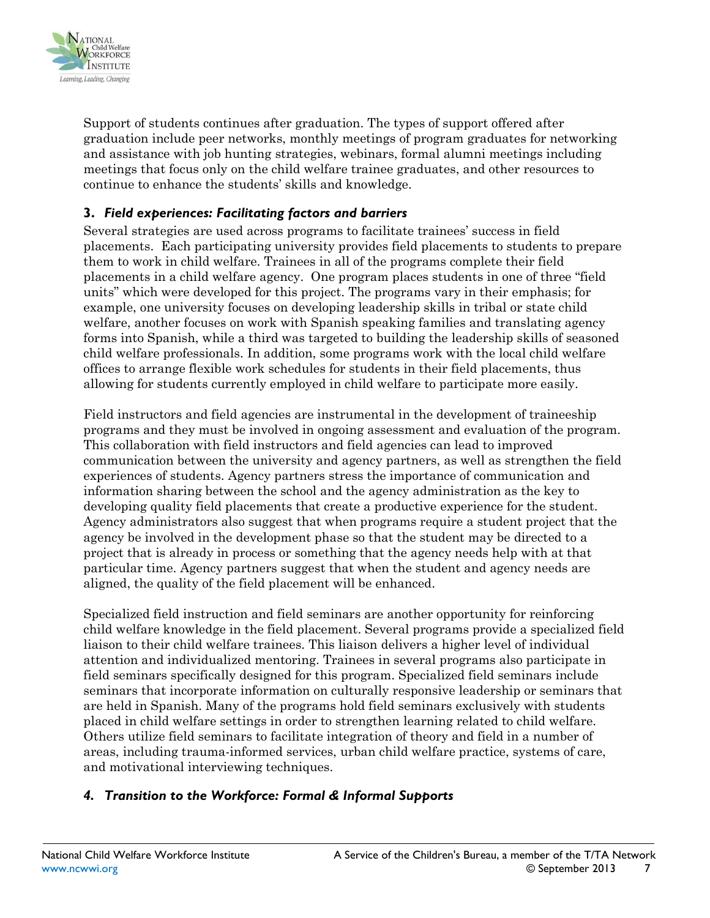Support of students continues after graduation. The types of support offered after graduation include peer networks, monthly meetings of program graduates for networking and assistance with job hunting strategies, webinars, formal alumni meetings including meetings that focus only on the child welfare trainee graduates, and other resources to continue to enhance the students' skills and knowledge.

### 3. *Field experiences: Facilitating factors and barriers*

Several strategies are used across programs to facilitate trainees' success in field placements. Each participating university provides field placements to students to prepare them to work in child welfare. Trainees in all of the programs complete their field placements in a child welfare agency. One program places students in one of three "field units" which were developed for this project. The programs vary in their emphasis; for example, one university focuses on developing leadership skills in tribal or state child welfare, another focuses on work with Spanish speaking families and translating agency forms into Spanish, while a third was targeted to building the leadership skills of seasoned child welfare professionals. In addition, some programs work with the local child welfare offices to arrange flexible work schedules for students in their field placements, thus allowing for students currently employed in child welfare to participate more easily.

Field instructors and field agencies are instrumental in the development of traineeship programs and they must be involved in ongoing assessment and evaluation of the program. This collaboration with field instructors and field agencies can lead to improved communication between the university and agency partners, as well as strengthen the field experiences of students. Agency partners stress the importance of communication and information sharing between the school and the agency administration as the key to developing quality field placements that create a productive experience for the student. Agency administrators also suggest that when programs require a student project that the agency be involved in the development phase so that the student may be directed to a project that is already in process or something that the agency needs help with at that particular time. Agency partners suggest that when the student and agency needs are aligned, the quality of the field placement will be enhanced.

Specialized field instruction and field seminars are another opportunity for reinforcing child welfare knowledge in the field placement. Several programs provide a specialized field liaison to their child welfare trainees. This liaison delivers a higher level of individual attention and individualized mentoring. Trainees in several programs also participate in field seminars specifically designed for this program. Specialized field seminars include seminars that incorporate information on culturally responsive leadership or seminars that are held in Spanish. Many of the programs hold field seminars exclusively with students placed in child welfare settings in order to strengthen learning related to child welfare. Others utilize field seminars to facilitate integration of theory and field in a number of areas, including trauma-informed services, urban child welfare practice, systems of care, and motivational interviewing techniques.

### *4. Transition to the Workforce: Formal & Informal Supports*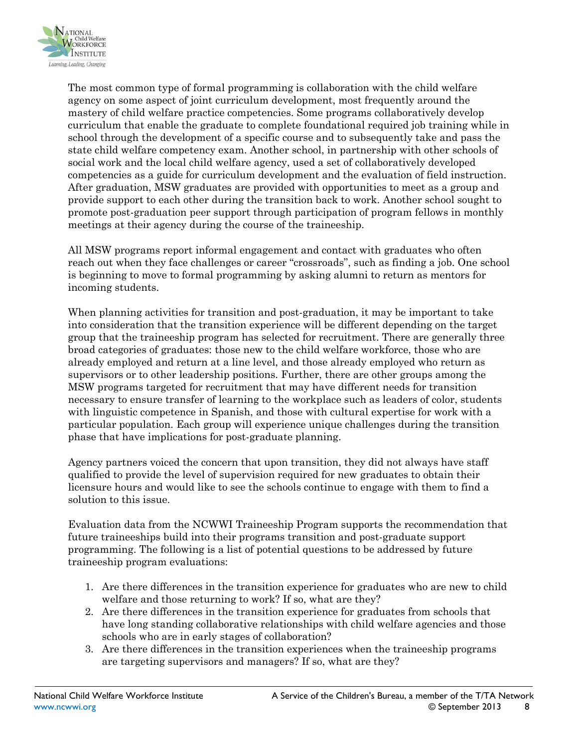The most common type of formal programming is collaboration with the child welfare agency on some aspect of joint curriculum development, most frequently around the mastery of child welfare practice competencies. Some programs collaboratively develop curriculum that enable the graduate to complete foundational required job training while in school through the development of a specific course and to subsequently take and pass the state child welfare competency exam. Another school, in partnership with other schools of social work and the local child welfare agency, used a set of collaboratively developed competencies as a guide for curriculum development and the evaluation of field instruction. After graduation, MSW graduates are provided with opportunities to meet as a group and provide support to each other during the transition back to work. Another school sought to promote post-graduation peer support through participation of program fellows in monthly meetings at their agency during the course of the traineeship.

All MSW programs report informal engagement and contact with graduates who often reach out when they face challenges or career "crossroads", such as finding a job. One school is beginning to move to formal programming by asking alumni to return as mentors for incoming students.

When planning activities for transition and post-graduation, it may be important to take into consideration that the transition experience will be different depending on the target group that the traineeship program has selected for recruitment. There are generally three broad categories of graduates: those new to the child welfare workforce, those who are already employed and return at a line level, and those already employed who return as supervisors or to other leadership positions. Further, there are other groups among the MSW programs targeted for recruitment that may have different needs for transition necessary to ensure transfer of learning to the workplace such as leaders of color, students with linguistic competence in Spanish, and those with cultural expertise for work with a particular population. Each group will experience unique challenges during the transition phase that have implications for post-graduate planning.

Agency partners voiced the concern that upon transition, they did not always have staff qualified to provide the level of supervision required for new graduates to obtain their licensure hours and would like to see the schools continue to engage with them to find a solution to this issue.

Evaluation data from the NCWWI Traineeship Program supports the recommendation that future traineeships build into their programs transition and post-graduate support programming. The following is a list of potential questions to be addressed by future traineeship program evaluations:

1. Are there differences in the transition experience for graduates who are new to child welfare and those returning to work? If so, what are they?
2. Are there differences in the transition experience for graduates from schools that have long standing collaborative relationships with child welfare agencies and those schools who are in early stages of collaboration?
3. Are there differences in the transition experiences when the traineeship programs are targeting supervisors and managers? If so, what are they?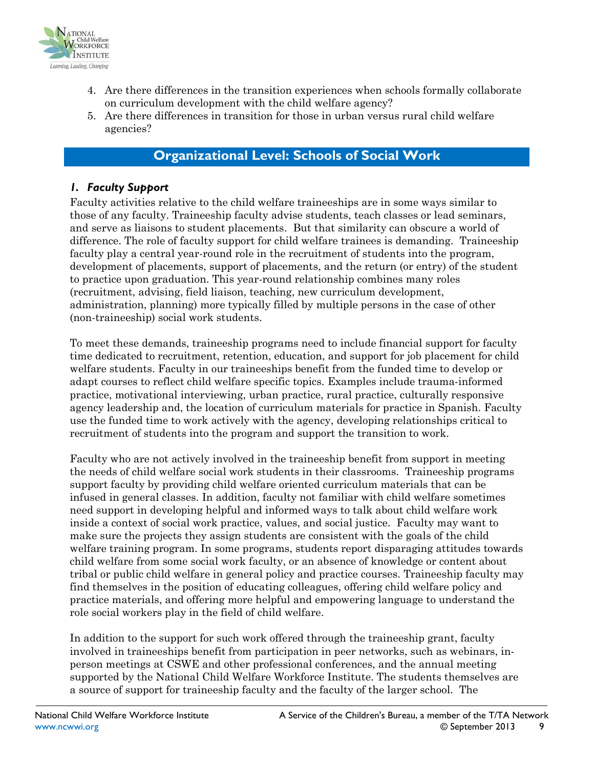4. Are there differences in the transition experiences when schools formally collaborate on curriculum development with the child welfare agency?
5. Are there differences in transition for those in urban versus rural child welfare agencies?

## Organizational Level: Schools of Social Work

### *1. Faculty Support*

Faculty activities relative to the child welfare traineeships are in some ways similar to those of any faculty. Traineeship faculty advise students, teach classes or lead seminars, and serve as liaisons to student placements. But that similarity can obscure a world of difference. The role of faculty support for child welfare trainees is demanding. Traineeship faculty play a central year-round role in the recruitment of students into the program, development of placements, support of placements, and the return (or entry) of the student to practice upon graduation. This year-round relationship combines many roles (recruitment, advising, field liaison, teaching, new curriculum development, administration, planning) more typically filled by multiple persons in the case of other (non-traineeship) social work students.

To meet these demands, traineeship programs need to include financial support for faculty time dedicated to recruitment, retention, education, and support for job placement for child welfare students. Faculty in our traineeships benefit from the funded time to develop or adapt courses to reflect child welfare specific topics. Examples include trauma-informed practice, motivational interviewing, urban practice, rural practice, culturally responsive agency leadership and, the location of curriculum materials for practice in Spanish. Faculty use the funded time to work actively with the agency, developing relationships critical to recruitment of students into the program and support the transition to work.

Faculty who are not actively involved in the traineeship benefit from support in meeting the needs of child welfare social work students in their classrooms. Traineeship programs support faculty by providing child welfare oriented curriculum materials that can be infused in general classes. In addition, faculty not familiar with child welfare sometimes need support in developing helpful and informed ways to talk about child welfare work inside a context of social work practice, values, and social justice. Faculty may want to make sure the projects they assign students are consistent with the goals of the child welfare training program. In some programs, students report disparaging attitudes towards child welfare from some social work faculty, or an absence of knowledge or content about tribal or public child welfare in general policy and practice courses. Traineeship faculty may find themselves in the position of educating colleagues, offering child welfare policy and practice materials, and offering more helpful and empowering language to understand the role social workers play in the field of child welfare.

In addition to the support for such work offered through the traineeship grant, faculty involved in traineeships benefit from participation in peer networks, such as webinars, in-person meetings at CSWE and other professional conferences, and the annual meeting supported by the National Child Welfare Workforce Institute. The students themselves are a source of support for traineeship faculty and the faculty of the larger school. The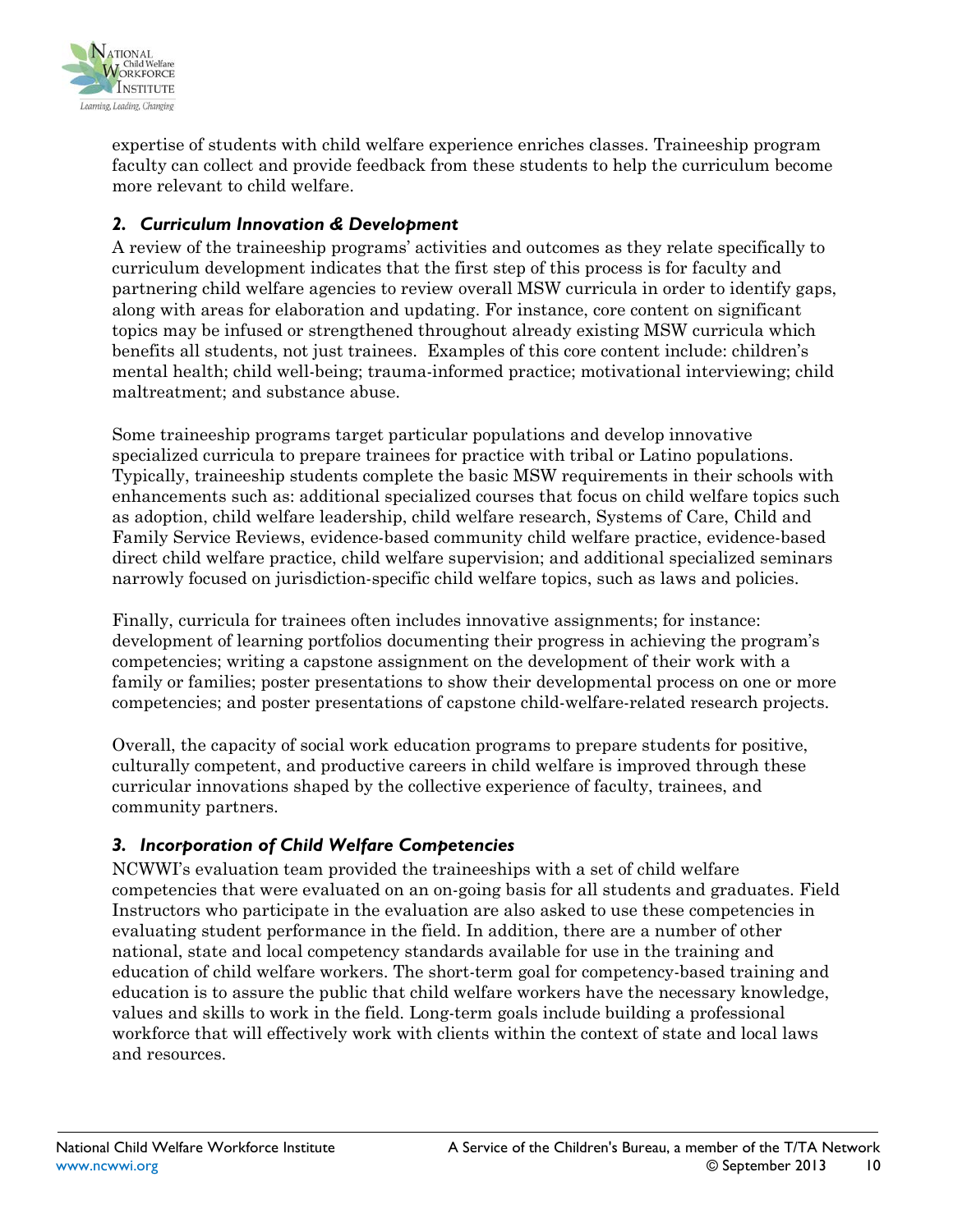expertise of students with child welfare experience enriches classes. Traineeship program faculty can collect and provide feedback from these students to help the curriculum become more relevant to child welfare.

### *2. Curriculum Innovation & Development*

A review of the traineeship programs' activities and outcomes as they relate specifically to curriculum development indicates that the first step of this process is for faculty and partnering child welfare agencies to review overall MSW curricula in order to identify gaps, along with areas for elaboration and updating. For instance, core content on significant topics may be infused or strengthened throughout already existing MSW curricula which benefits all students, not just trainees. Examples of this core content include: children's mental health; child well-being; trauma-informed practice; motivational interviewing; child maltreatment; and substance abuse.

Some traineeship programs target particular populations and develop innovative specialized curricula to prepare trainees for practice with tribal or Latino populations. Typically, traineeship students complete the basic MSW requirements in their schools with enhancements such as: additional specialized courses that focus on child welfare topics such as adoption, child welfare leadership, child welfare research, Systems of Care, Child and Family Service Reviews, evidence-based community child welfare practice, evidence-based direct child welfare practice, child welfare supervision; and additional specialized seminars narrowly focused on jurisdiction-specific child welfare topics, such as laws and policies.

Finally, curricula for trainees often includes innovative assignments; for instance: development of learning portfolios documenting their progress in achieving the program's competencies; writing a capstone assignment on the development of their work with a family or families; poster presentations to show their developmental process on one or more competencies; and poster presentations of capstone child-welfare-related research projects.

Overall, the capacity of social work education programs to prepare students for positive, culturally competent, and productive careers in child welfare is improved through these curricular innovations shaped by the collective experience of faculty, trainees, and community partners.

### *3. Incorporation of Child Welfare Competencies*

NCWWI's evaluation team provided the traineeships with a set of child welfare competencies that were evaluated on an on-going basis for all students and graduates. Field Instructors who participate in the evaluation are also asked to use these competencies in evaluating student performance in the field. In addition, there are a number of other national, state and local competency standards available for use in the training and education of child welfare workers. The short-term goal for competency-based training and education is to assure the public that child welfare workers have the necessary knowledge, values and skills to work in the field. Long-term goals include building a professional workforce that will effectively work with clients within the context of state and local laws and resources.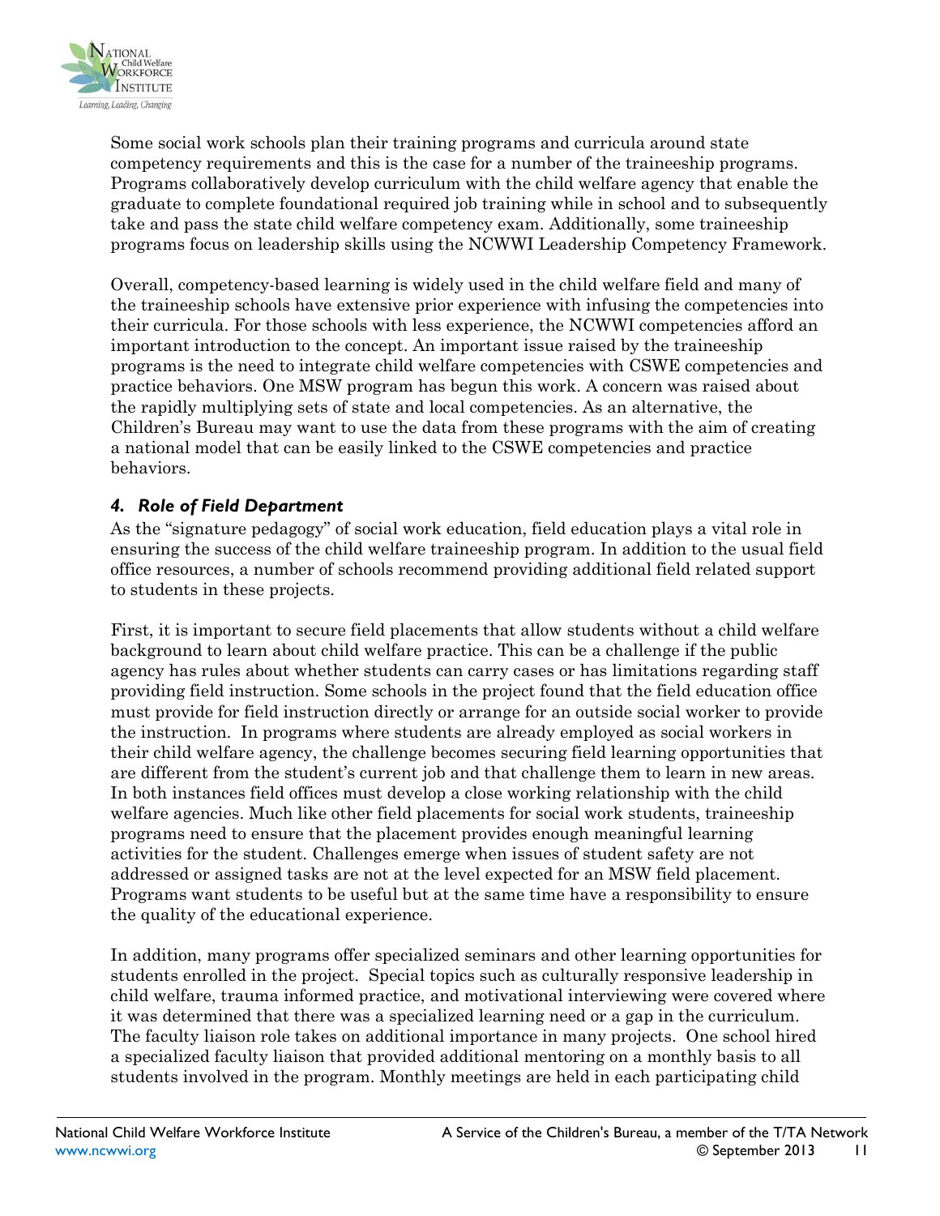Some social work schools plan their training programs and curricula around state competency requirements and this is the case for a number of the traineeship programs. Programs collaboratively develop curriculum with the child welfare agency that enable the graduate to complete foundational required job training while in school and to subsequently take and pass the state child welfare competency exam. Additionally, some traineeship programs focus on leadership skills using the NCWWI Leadership Competency Framework.

Overall, competency-based learning is widely used in the child welfare field and many of the traineeship schools have extensive prior experience with infusing the competencies into their curricula. For those schools with less experience, the NCWWI competencies afford an important introduction to the concept. An important issue raised by the traineeship programs is the need to integrate child welfare competencies with CSWE competencies and practice behaviors. One MSW program has begun this work. A concern was raised about the rapidly multiplying sets of state and local competencies. As an alternative, the Children's Bureau may want to use the data from these programs with the aim of creating a national model that can be easily linked to the CSWE competencies and practice behaviors.

### *4. Role of Field Department*

As the "signature pedagogy" of social work education, field education plays a vital role in ensuring the success of the child welfare traineeship program. In addition to the usual field office resources, a number of schools recommend providing additional field related support to students in these projects.

First, it is important to secure field placements that allow students without a child welfare background to learn about child welfare practice. This can be a challenge if the public agency has rules about whether students can carry cases or has limitations regarding staff providing field instruction. Some schools in the project found that the field education office must provide for field instruction directly or arrange for an outside social worker to provide the instruction. In programs where students are already employed as social workers in their child welfare agency, the challenge becomes securing field learning opportunities that are different from the student's current job and that challenge them to learn in new areas. In both instances field offices must develop a close working relationship with the child welfare agencies. Much like other field placements for social work students, traineeship programs need to ensure that the placement provides enough meaningful learning activities for the student. Challenges emerge when issues of student safety are not addressed or assigned tasks are not at the level expected for an MSW field placement. Programs want students to be useful but at the same time have a responsibility to ensure the quality of the educational experience.

In addition, many programs offer specialized seminars and other learning opportunities for students enrolled in the project. Special topics such as culturally responsive leadership in child welfare, trauma informed practice, and motivational interviewing were covered where it was determined that there was a specialized learning need or a gap in the curriculum. The faculty liaison role takes on additional importance in many projects. One school hired a specialized faculty liaison that provided additional mentoring on a monthly basis to all students involved in the program. Monthly meetings are held in each participating child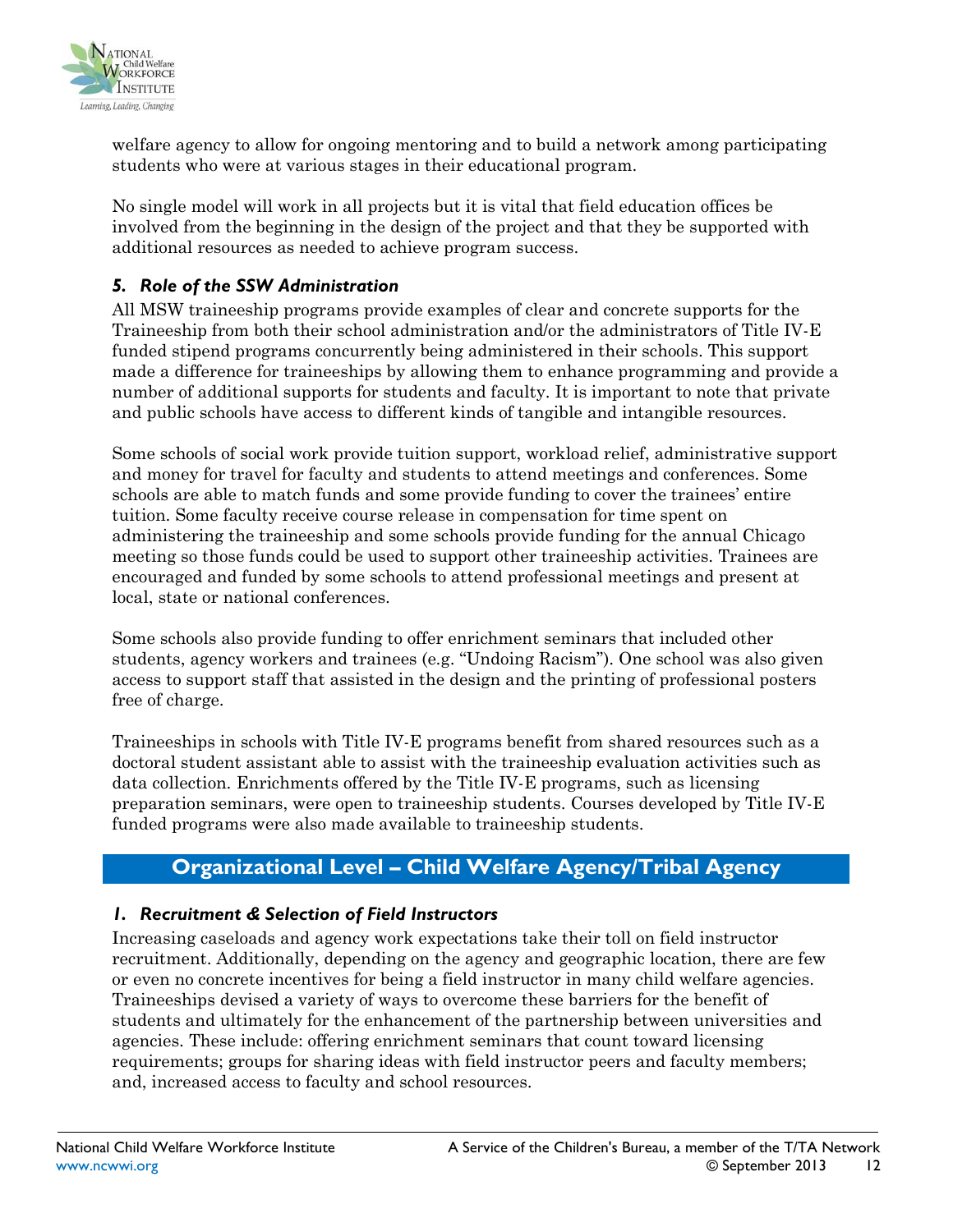welfare agency to allow for ongoing mentoring and to build a network among participating students who were at various stages in their educational program.

No single model will work in all projects but it is vital that field education offices be involved from the beginning in the design of the project and that they be supported with additional resources as needed to achieve program success.

### *5. Role of the SSW Administration*

All MSW traineeship programs provide examples of clear and concrete supports for the Traineeship from both their school administration and/or the administrators of Title IV-E funded stipend programs concurrently being administered in their schools. This support made a difference for traineeships by allowing them to enhance programming and provide a number of additional supports for students and faculty. It is important to note that private and public schools have access to different kinds of tangible and intangible resources.

Some schools of social work provide tuition support, workload relief, administrative support and money for travel for faculty and students to attend meetings and conferences. Some schools are able to match funds and some provide funding to cover the trainees' entire tuition. Some faculty receive course release in compensation for time spent on administering the traineeship and some schools provide funding for the annual Chicago meeting so those funds could be used to support other traineeship activities. Trainees are encouraged and funded by some schools to attend professional meetings and present at local, state or national conferences.

Some schools also provide funding to offer enrichment seminars that included other students, agency workers and trainees (e.g. "Undoing Racism"). One school was also given access to support staff that assisted in the design and the printing of professional posters free of charge.

Traineeships in schools with Title IV-E programs benefit from shared resources such as a doctoral student assistant able to assist with the traineeship evaluation activities such as data collection. Enrichments offered by the Title IV-E programs, such as licensing preparation seminars, were open to traineeship students. Courses developed by Title IV-E funded programs were also made available to traineeship students.

## Organizational Level – Child Welfare Agency/Tribal Agency

### *1. Recruitment & Selection of Field Instructors*

Increasing caseloads and agency work expectations take their toll on field instructor recruitment. Additionally, depending on the agency and geographic location, there are few or even no concrete incentives for being a field instructor in many child welfare agencies. Traineeships devised a variety of ways to overcome these barriers for the benefit of students and ultimately for the enhancement of the partnership between universities and agencies. These include: offering enrichment seminars that count toward licensing requirements; groups for sharing ideas with field instructor peers and faculty members; and, increased access to faculty and school resources.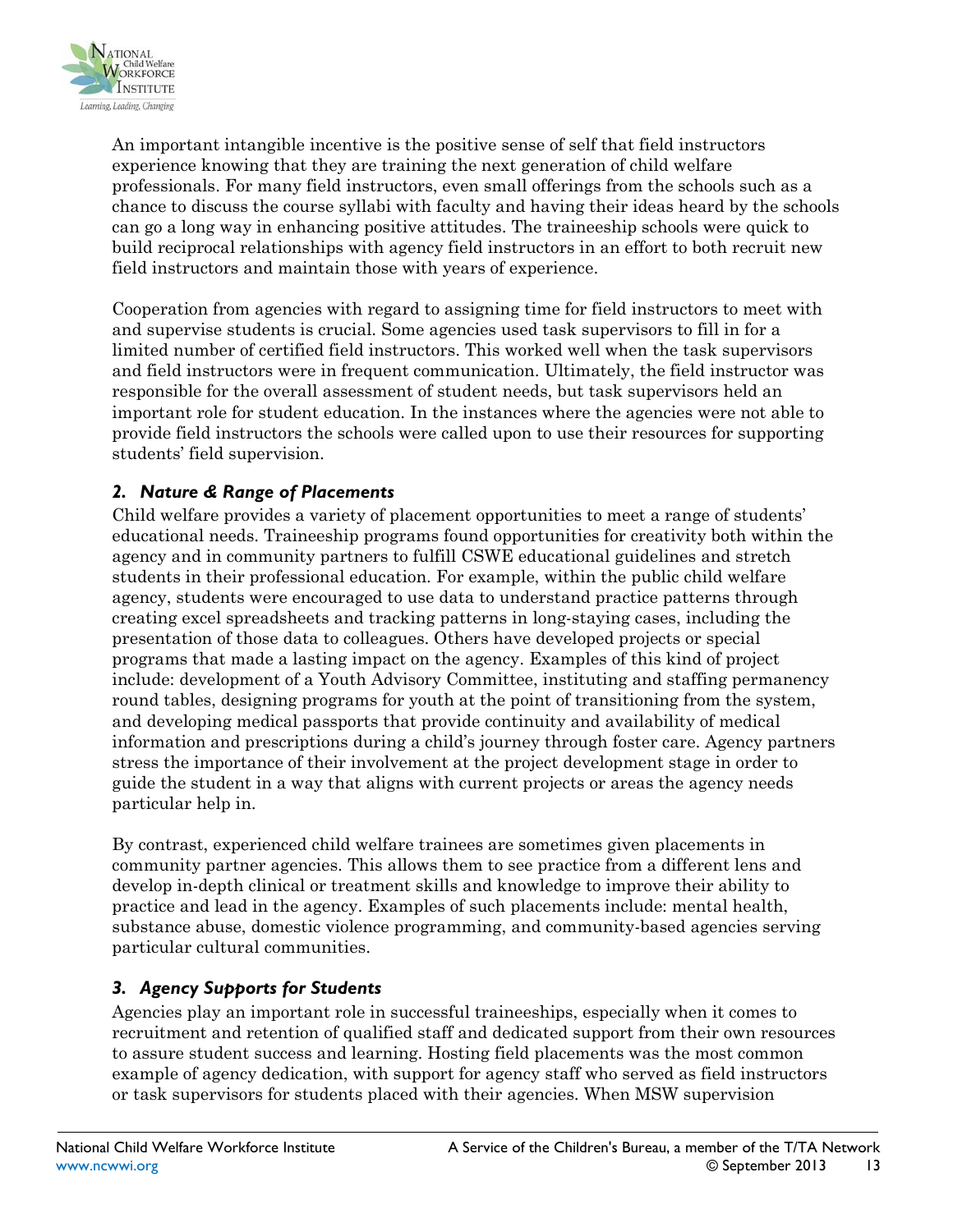An important intangible incentive is the positive sense of self that field instructors experience knowing that they are training the next generation of child welfare professionals. For many field instructors, even small offerings from the schools such as a chance to discuss the course syllabi with faculty and having their ideas heard by the schools can go a long way in enhancing positive attitudes. The traineeship schools were quick to build reciprocal relationships with agency field instructors in an effort to both recruit new field instructors and maintain those with years of experience.

Cooperation from agencies with regard to assigning time for field instructors to meet with and supervise students is crucial. Some agencies used task supervisors to fill in for a limited number of certified field instructors. This worked well when the task supervisors and field instructors were in frequent communication. Ultimately, the field instructor was responsible for the overall assessment of student needs, but task supervisors held an important role for student education. In the instances where the agencies were not able to provide field instructors the schools were called upon to use their resources for supporting students' field supervision.

### *2. Nature & Range of Placements*

Child welfare provides a variety of placement opportunities to meet a range of students' educational needs. Traineeship programs found opportunities for creativity both within the agency and in community partners to fulfill CSWE educational guidelines and stretch students in their professional education. For example, within the public child welfare agency, students were encouraged to use data to understand practice patterns through creating excel spreadsheets and tracking patterns in long-staying cases, including the presentation of those data to colleagues. Others have developed projects or special programs that made a lasting impact on the agency. Examples of this kind of project include: development of a Youth Advisory Committee, instituting and staffing permanency round tables, designing programs for youth at the point of transitioning from the system, and developing medical passports that provide continuity and availability of medical information and prescriptions during a child's journey through foster care. Agency partners stress the importance of their involvement at the project development stage in order to guide the student in a way that aligns with current projects or areas the agency needs particular help in.

By contrast, experienced child welfare trainees are sometimes given placements in community partner agencies. This allows them to see practice from a different lens and develop in-depth clinical or treatment skills and knowledge to improve their ability to practice and lead in the agency. Examples of such placements include: mental health, substance abuse, domestic violence programming, and community-based agencies serving particular cultural communities.

### *3. Agency Supports for Students*

Agencies play an important role in successful traineeships, especially when it comes to recruitment and retention of qualified staff and dedicated support from their own resources to assure student success and learning. Hosting field placements was the most common example of agency dedication, with support for agency staff who served as field instructors or task supervisors for students placed with their agencies. When MSW supervision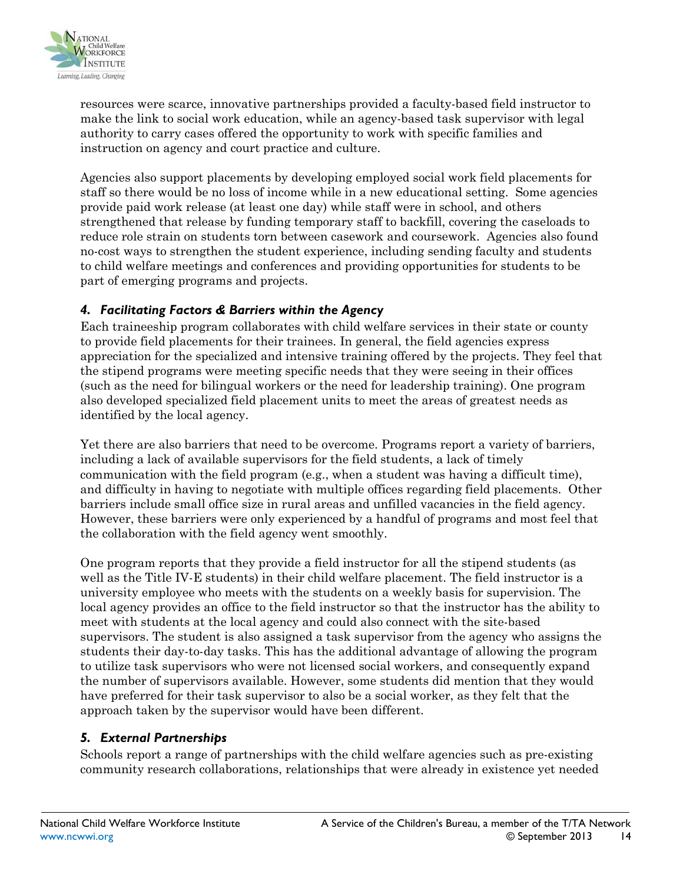resources were scarce, innovative partnerships provided a faculty-based field instructor to make the link to social work education, while an agency-based task supervisor with legal authority to carry cases offered the opportunity to work with specific families and instruction on agency and court practice and culture.

Agencies also support placements by developing employed social work field placements for staff so there would be no loss of income while in a new educational setting. Some agencies provide paid work release (at least one day) while staff were in school, and others strengthened that release by funding temporary staff to backfill, covering the caseloads to reduce role strain on students torn between casework and coursework. Agencies also found no-cost ways to strengthen the student experience, including sending faculty and students to child welfare meetings and conferences and providing opportunities for students to be part of emerging programs and projects.

### *4. Facilitating Factors & Barriers within the Agency*

Each traineeship program collaborates with child welfare services in their state or county to provide field placements for their trainees. In general, the field agencies express appreciation for the specialized and intensive training offered by the projects. They feel that the stipend programs were meeting specific needs that they were seeing in their offices (such as the need for bilingual workers or the need for leadership training). One program also developed specialized field placement units to meet the areas of greatest needs as identified by the local agency.

Yet there are also barriers that need to be overcome. Programs report a variety of barriers, including a lack of available supervisors for the field students, a lack of timely communication with the field program (e.g., when a student was having a difficult time), and difficulty in having to negotiate with multiple offices regarding field placements. Other barriers include small office size in rural areas and unfilled vacancies in the field agency. However, these barriers were only experienced by a handful of programs and most feel that the collaboration with the field agency went smoothly.

One program reports that they provide a field instructor for all the stipend students (as well as the Title IV-E students) in their child welfare placement. The field instructor is a university employee who meets with the students on a weekly basis for supervision. The local agency provides an office to the field instructor so that the instructor has the ability to meet with students at the local agency and could also connect with the site-based supervisors. The student is also assigned a task supervisor from the agency who assigns the students their day-to-day tasks. This has the additional advantage of allowing the program to utilize task supervisors who were not licensed social workers, and consequently expand the number of supervisors available. However, some students did mention that they would have preferred for their task supervisor to also be a social worker, as they felt that the approach taken by the supervisor would have been different.

### *5. External Partnerships*

Schools report a range of partnerships with the child welfare agencies such as pre-existing community research collaborations, relationships that were already in existence yet needed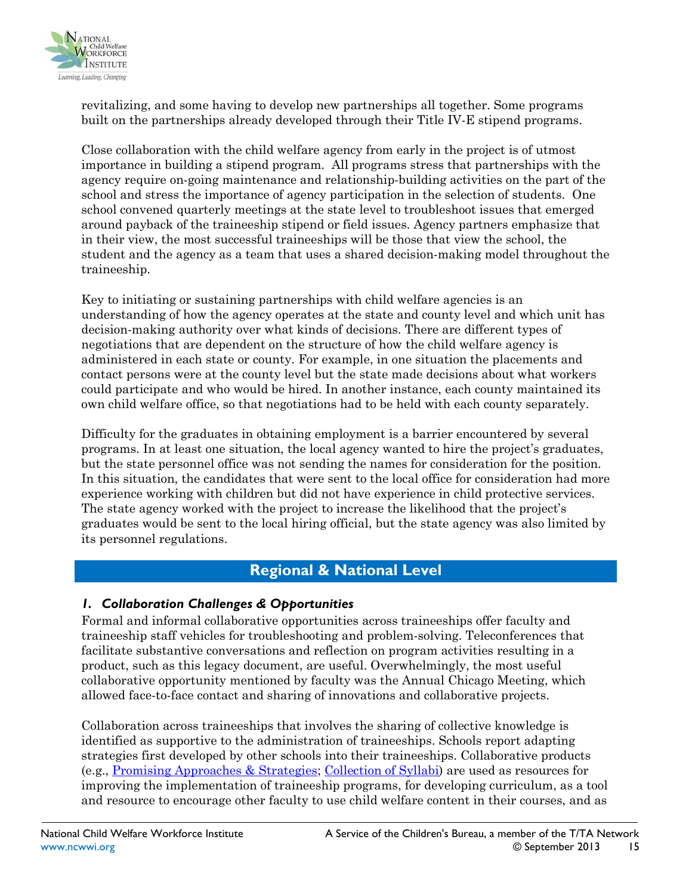revitalizing, and some having to develop new partnerships all together. Some programs built on the partnerships already developed through their Title IV-E stipend programs.

Close collaboration with the child welfare agency from early in the project is of utmost importance in building a stipend program. All programs stress that partnerships with the agency require on-going maintenance and relationship-building activities on the part of the school and stress the importance of agency participation in the selection of students. One school convened quarterly meetings at the state level to troubleshoot issues that emerged around payback of the traineeship stipend or field issues. Agency partners emphasize that in their view, the most successful traineeships will be those that view the school, the student and the agency as a team that uses a shared decision-making model throughout the traineeship.

Key to initiating or sustaining partnerships with child welfare agencies is an understanding of how the agency operates at the state and county level and which unit has decision-making authority over what kinds of decisions. There are different types of negotiations that are dependent on the structure of how the child welfare agency is administered in each state or county. For example, in one situation the placements and contact persons were at the county level but the state made decisions about what workers could participate and who would be hired. In another instance, each county maintained its own child welfare office, so that negotiations had to be held with each county separately.

Difficulty for the graduates in obtaining employment is a barrier encountered by several programs. In at least one situation, the local agency wanted to hire the project's graduates, but the state personnel office was not sending the names for consideration for the position. In this situation, the candidates that were sent to the local office for consideration had more experience working with children but did not have experience in child protective services. The state agency worked with the project to increase the likelihood that the project's graduates would be sent to the local hiring official, but the state agency was also limited by its personnel regulations.

## Regional & National Level

### *1. Collaboration Challenges & Opportunities*

Formal and informal collaborative opportunities across traineeships offer faculty and traineeship staff vehicles for troubleshooting and problem-solving. Teleconferences that facilitate substantive conversations and reflection on program activities resulting in a product, such as this legacy document, are useful. Overwhelmingly, the most useful collaborative opportunity mentioned by faculty was the Annual Chicago Meeting, which allowed face-to-face contact and sharing of innovations and collaborative projects.

Collaboration across traineeships that involves the sharing of collective knowledge is identified as supportive to the administration of traineeships. Schools report adapting strategies first developed by other schools into their traineeships. Collaborative products (e.g., Promising Approaches & Strategies; Collection of Syllabi) are used as resources for improving the implementation of traineeship programs, for developing curriculum, as a tool and resource to encourage other faculty to use child welfare content in their courses, and as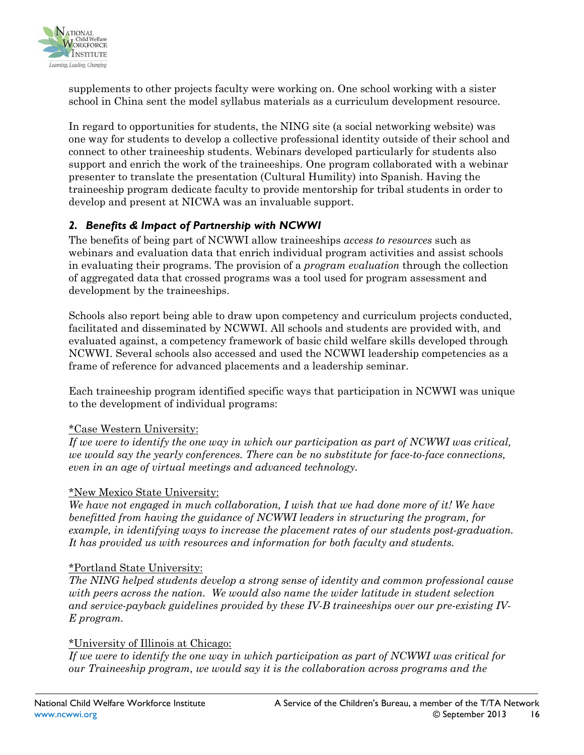supplements to other projects faculty were working on. One school working with a sister school in China sent the model syllabus materials as a curriculum development resource.

In regard to opportunities for students, the NING site (a social networking website) was one way for students to develop a collective professional identity outside of their school and connect to other traineeship students. Webinars developed particularly for students also support and enrich the work of the traineeships. One program collaborated with a webinar presenter to translate the presentation (Cultural Humility) into Spanish. Having the traineeship program dedicate faculty to provide mentorship for tribal students in order to develop and present at NICWA was an invaluable support.

### *2. Benefits & Impact of Partnership with NCWWI*

The benefits of being part of NCWWI allow traineeships *access to resources* such as webinars and evaluation data that enrich individual program activities and assist schools in evaluating their programs. The provision of a *program evaluation* through the collection of aggregated data that crossed programs was a tool used for program assessment and development by the traineeships.

Schools also report being able to draw upon competency and curriculum projects conducted, facilitated and disseminated by NCWWI. All schools and students are provided with, and evaluated against, a competency framework of basic child welfare skills developed through NCWWI. Several schools also accessed and used the NCWWI leadership competencies as a frame of reference for advanced placements and a leadership seminar.

Each traineeship program identified specific ways that participation in NCWWI was unique to the development of individual programs:

<u>*Case Western University:</u>
*If we were to identify the one way in which our participation as part of NCWWI was critical, we would say the yearly conferences. There can be no substitute for face-to-face connections, even in an age of virtual meetings and advanced technology.*

<u>*New Mexico State University:</u>
*We have not engaged in much collaboration, I wish that we had done more of it! We have benefitted from having the guidance of NCWWI leaders in structuring the program, for example, in identifying ways to increase the placement rates of our students post-graduation. It has provided us with resources and information for both faculty and students.*

<u>*Portland State University:</u>
*The NING helped students develop a strong sense of identity and common professional cause with peers across the nation. We would also name the wider latitude in student selection and service-payback guidelines provided by these IV-B traineeships over our pre-existing IV-E program.*

<u>*University of Illinois at Chicago:</u>
*If we were to identify the one way in which participation as part of NCWWI was critical for our Traineeship program, we would say it is the collaboration across programs and the*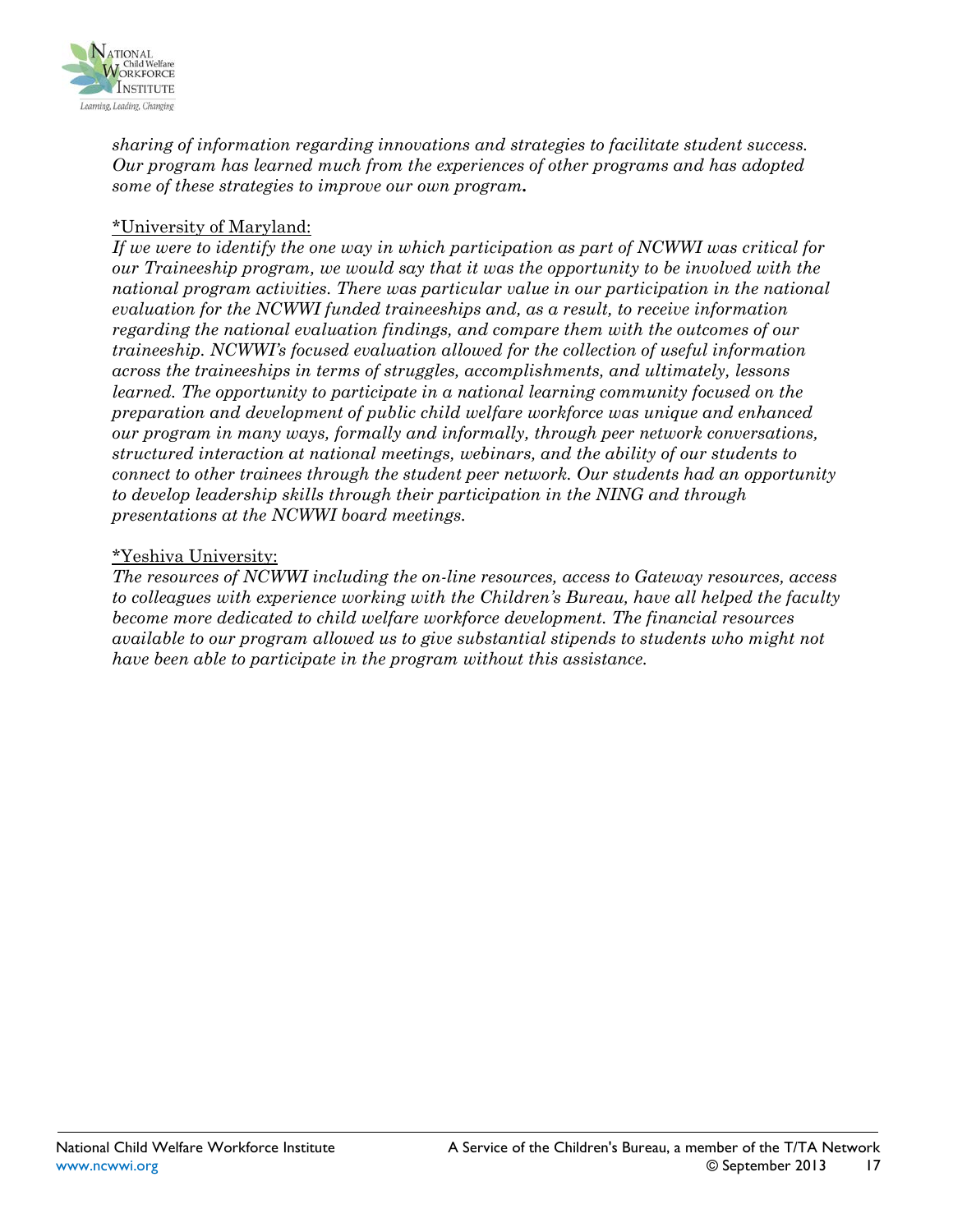*sharing of information regarding innovations and strategies to facilitate student success. Our program has learned much from the experiences of other programs and has adopted some of these strategies to improve our own program.*

<u>*University of Maryland:</u>

*If we were to identify the one way in which participation as part of NCWWI was critical for our Traineeship program, we would say that it was the opportunity to be involved with the national program activities. There was particular value in our participation in the national evaluation for the NCWWI funded traineeships and, as a result, to receive information regarding the national evaluation findings, and compare them with the outcomes of our traineeship. NCWWI's focused evaluation allowed for the collection of useful information across the traineeships in terms of struggles, accomplishments, and ultimately, lessons learned. The opportunity to participate in a national learning community focused on the preparation and development of public child welfare workforce was unique and enhanced our program in many ways, formally and informally, through peer network conversations, structured interaction at national meetings, webinars, and the ability of our students to connect to other trainees through the student peer network. Our students had an opportunity to develop leadership skills through their participation in the NING and through presentations at the NCWWI board meetings.*

<u>*Yeshiva University:</u>

*The resources of NCWWI including the on-line resources, access to Gateway resources, access to colleagues with experience working with the Children's Bureau, have all helped the faculty become more dedicated to child welfare workforce development. The financial resources available to our program allowed us to give substantial stipends to students who might not have been able to participate in the program without this assistance.*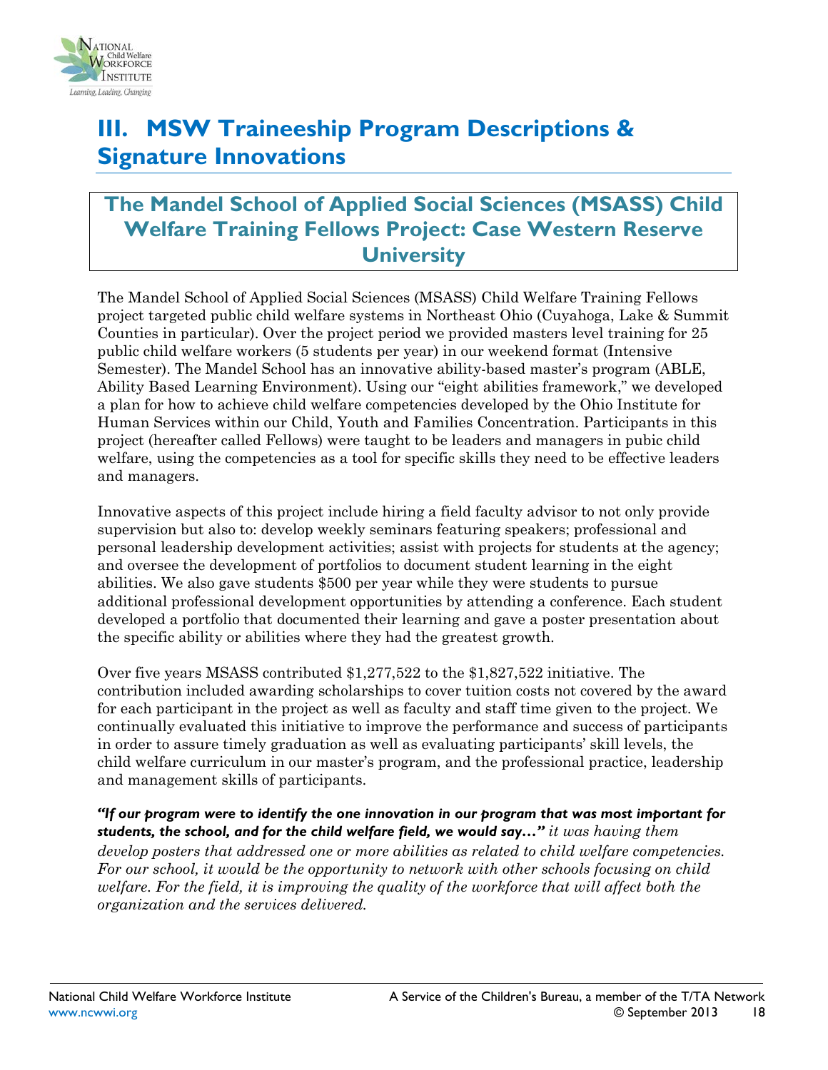# III. MSW Traineeship Program Descriptions & Signature Innovations

## The Mandel School of Applied Social Sciences (MSASS) Child Welfare Training Fellows Project: Case Western Reserve University

The Mandel School of Applied Social Sciences (MSASS) Child Welfare Training Fellows project targeted public child welfare systems in Northeast Ohio (Cuyahoga, Lake & Summit Counties in particular). Over the project period we provided masters level training for 25 public child welfare workers (5 students per year) in our weekend format (Intensive Semester). The Mandel School has an innovative ability-based master's program (ABLE, Ability Based Learning Environment). Using our "eight abilities framework," we developed a plan for how to achieve child welfare competencies developed by the Ohio Institute for Human Services within our Child, Youth and Families Concentration. Participants in this project (hereafter called Fellows) were taught to be leaders and managers in pubic child welfare, using the competencies as a tool for specific skills they need to be effective leaders and managers.

Innovative aspects of this project include hiring a field faculty advisor to not only provide supervision but also to: develop weekly seminars featuring speakers; professional and personal leadership development activities; assist with projects for students at the agency; and oversee the development of portfolios to document student learning in the eight abilities. We also gave students $500 per year while they were students to pursue additional professional development opportunities by attending a conference. Each student developed a portfolio that documented their learning and gave a poster presentation about the specific ability or abilities where they had the greatest growth.

Over five years MSASS contributed $1,277,522 to the $1,827,522 initiative. The contribution included awarding scholarships to cover tuition costs not covered by the award for each participant in the project as well as faculty and staff time given to the project. We continually evaluated this initiative to improve the performance and success of participants in order to assure timely graduation as well as evaluating participants' skill levels, the child welfare curriculum in our master's program, and the professional practice, leadership and management skills of participants.

***"If our program were to identify the one innovation in our program that was most important for students, the school, and for the child welfare field, we would say…"*** *it was having them develop posters that addressed one or more abilities as related to child welfare competencies. For our school, it would be the opportunity to network with other schools focusing on child welfare. For the field, it is improving the quality of the workforce that will affect both the organization and the services delivered.*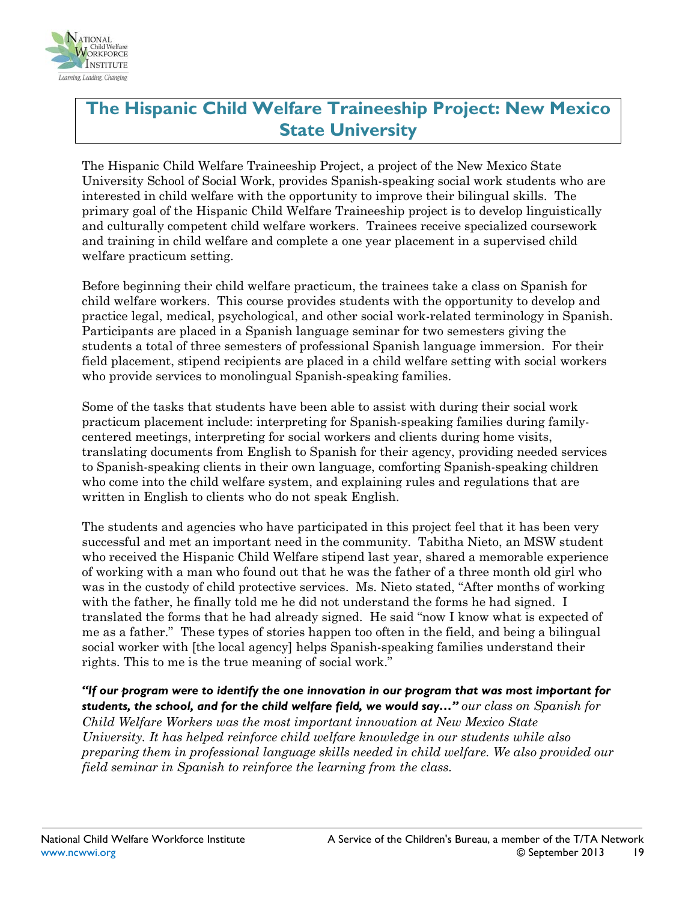# The Hispanic Child Welfare Traineeship Project: New Mexico State University

The Hispanic Child Welfare Traineeship Project, a project of the New Mexico State University School of Social Work, provides Spanish-speaking social work students who are interested in child welfare with the opportunity to improve their bilingual skills. The primary goal of the Hispanic Child Welfare Traineeship project is to develop linguistically and culturally competent child welfare workers. Trainees receive specialized coursework and training in child welfare and complete a one year placement in a supervised child welfare practicum setting.

Before beginning their child welfare practicum, the trainees take a class on Spanish for child welfare workers. This course provides students with the opportunity to develop and practice legal, medical, psychological, and other social work-related terminology in Spanish. Participants are placed in a Spanish language seminar for two semesters giving the students a total of three semesters of professional Spanish language immersion. For their field placement, stipend recipients are placed in a child welfare setting with social workers who provide services to monolingual Spanish-speaking families.

Some of the tasks that students have been able to assist with during their social work practicum placement include: interpreting for Spanish-speaking families during family-centered meetings, interpreting for social workers and clients during home visits, translating documents from English to Spanish for their agency, providing needed services to Spanish-speaking clients in their own language, comforting Spanish-speaking children who come into the child welfare system, and explaining rules and regulations that are written in English to clients who do not speak English.

The students and agencies who have participated in this project feel that it has been very successful and met an important need in the community. Tabitha Nieto, an MSW student who received the Hispanic Child Welfare stipend last year, shared a memorable experience of working with a man who found out that he was the father of a three month old girl who was in the custody of child protective services. Ms. Nieto stated, "After months of working with the father, he finally told me he did not understand the forms he had signed. I translated the forms that he had already signed. He said "now I know what is expected of me as a father." These types of stories happen too often in the field, and being a bilingual social worker with [the local agency] helps Spanish-speaking families understand their rights. This to me is the true meaning of social work."

***"If our program were to identify the one innovation in our program that was most important for students, the school, and for the child welfare field, we would say…"*** *our class on Spanish for Child Welfare Workers was the most important innovation at New Mexico State University. It has helped reinforce child welfare knowledge in our students while also preparing them in professional language skills needed in child welfare. We also provided our field seminar in Spanish to reinforce the learning from the class.*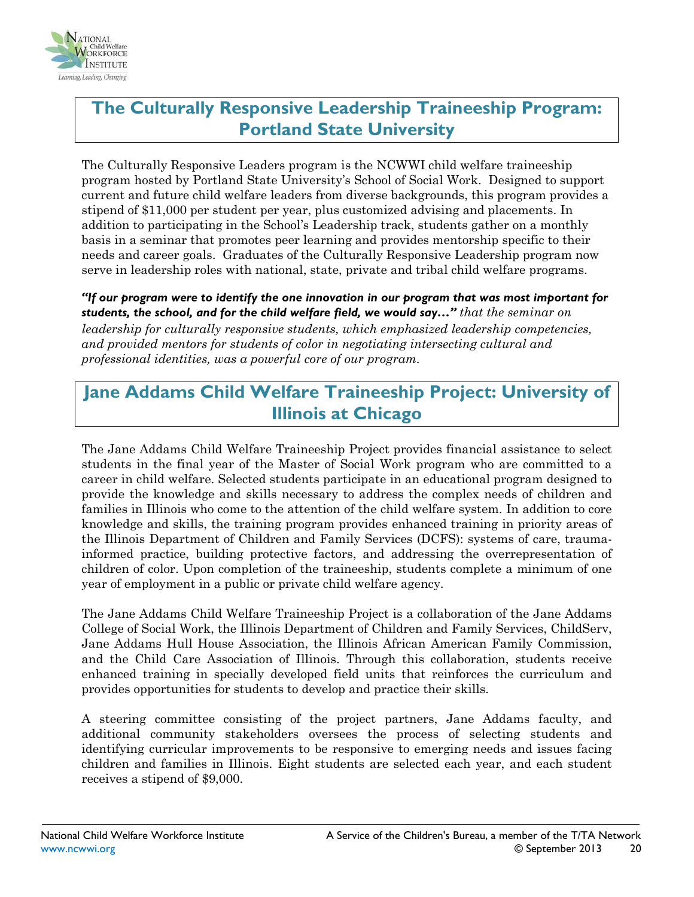## The Culturally Responsive Leadership Traineeship Program: Portland State University

The Culturally Responsive Leaders program is the NCWWI child welfare traineeship program hosted by Portland State University's School of Social Work. Designed to support current and future child welfare leaders from diverse backgrounds, this program provides a stipend of $11,000 per student per year, plus customized advising and placements. In addition to participating in the School's Leadership track, students gather on a monthly basis in a seminar that promotes peer learning and provides mentorship specific to their needs and career goals. Graduates of the Culturally Responsive Leadership program now serve in leadership roles with national, state, private and tribal child welfare programs.

***"If our program were to identify the one innovation in our program that was most important for students, the school, and for the child welfare field, we would say…"*** *that the seminar on leadership for culturally responsive students, which emphasized leadership competencies, and provided mentors for students of color in negotiating intersecting cultural and professional identities, was a powerful core of our program.*

## Jane Addams Child Welfare Traineeship Project: University of Illinois at Chicago

The Jane Addams Child Welfare Traineeship Project provides financial assistance to select students in the final year of the Master of Social Work program who are committed to a career in child welfare. Selected students participate in an educational program designed to provide the knowledge and skills necessary to address the complex needs of children and families in Illinois who come to the attention of the child welfare system. In addition to core knowledge and skills, the training program provides enhanced training in priority areas of the Illinois Department of Children and Family Services (DCFS): systems of care, trauma-informed practice, building protective factors, and addressing the overrepresentation of children of color. Upon completion of the traineeship, students complete a minimum of one year of employment in a public or private child welfare agency.

The Jane Addams Child Welfare Traineeship Project is a collaboration of the Jane Addams College of Social Work, the Illinois Department of Children and Family Services, ChildServ, Jane Addams Hull House Association, the Illinois African American Family Commission, and the Child Care Association of Illinois. Through this collaboration, students receive enhanced training in specially developed field units that reinforces the curriculum and provides opportunities for students to develop and practice their skills.

A steering committee consisting of the project partners, Jane Addams faculty, and additional community stakeholders oversees the process of selecting students and identifying curricular improvements to be responsive to emerging needs and issues facing children and families in Illinois. Eight students are selected each year, and each student receives a stipend of $9,000.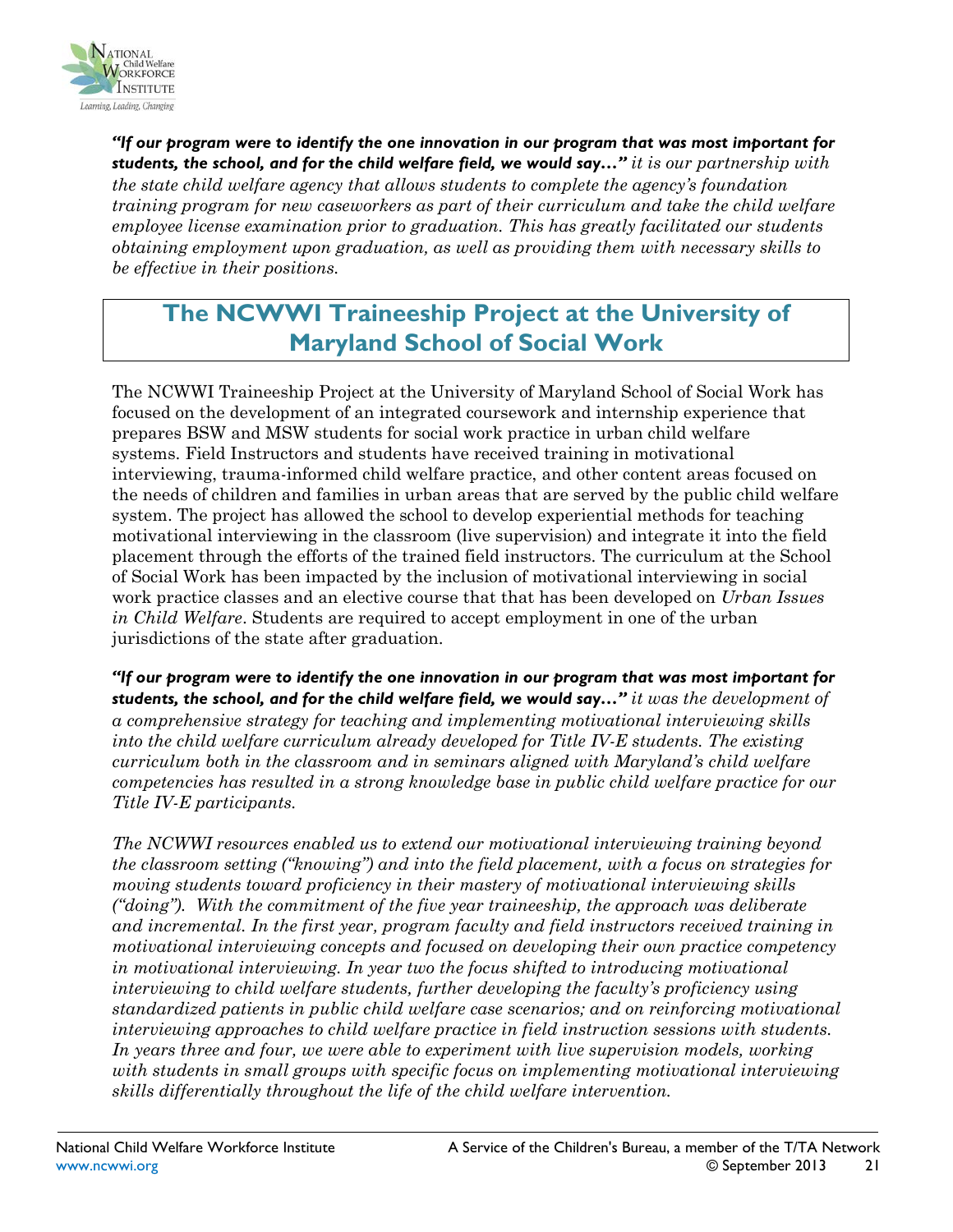***"If our program were to identify the one innovation in our program that was most important for students, the school, and for the child welfare field, we would say…"*** *it is our partnership with the state child welfare agency that allows students to complete the agency's foundation training program for new caseworkers as part of their curriculum and take the child welfare employee license examination prior to graduation. This has greatly facilitated our students obtaining employment upon graduation, as well as providing them with necessary skills to be effective in their positions.*

## The NCWWI Traineeship Project at the University of Maryland School of Social Work

The NCWWI Traineeship Project at the University of Maryland School of Social Work has focused on the development of an integrated coursework and internship experience that prepares BSW and MSW students for social work practice in urban child welfare systems. Field Instructors and students have received training in motivational interviewing, trauma-informed child welfare practice, and other content areas focused on the needs of children and families in urban areas that are served by the public child welfare system. The project has allowed the school to develop experiential methods for teaching motivational interviewing in the classroom (live supervision) and integrate it into the field placement through the efforts of the trained field instructors. The curriculum at the School of Social Work has been impacted by the inclusion of motivational interviewing in social work practice classes and an elective course that that has been developed on *Urban Issues in Child Welfare*. Students are required to accept employment in one of the urban jurisdictions of the state after graduation.

***"If our program were to identify the one innovation in our program that was most important for students, the school, and for the child welfare field, we would say…"*** *it was the development of a comprehensive strategy for teaching and implementing motivational interviewing skills into the child welfare curriculum already developed for Title IV-E students. The existing curriculum both in the classroom and in seminars aligned with Maryland's child welfare competencies has resulted in a strong knowledge base in public child welfare practice for our Title IV-E participants.*

*The NCWWI resources enabled us to extend our motivational interviewing training beyond the classroom setting ("knowing") and into the field placement, with a focus on strategies for moving students toward proficiency in their mastery of motivational interviewing skills ("doing"). With the commitment of the five year traineeship, the approach was deliberate and incremental. In the first year, program faculty and field instructors received training in motivational interviewing concepts and focused on developing their own practice competency in motivational interviewing. In year two the focus shifted to introducing motivational interviewing to child welfare students, further developing the faculty's proficiency using standardized patients in public child welfare case scenarios; and on reinforcing motivational interviewing approaches to child welfare practice in field instruction sessions with students. In years three and four, we were able to experiment with live supervision models, working with students in small groups with specific focus on implementing motivational interviewing skills differentially throughout the life of the child welfare intervention.*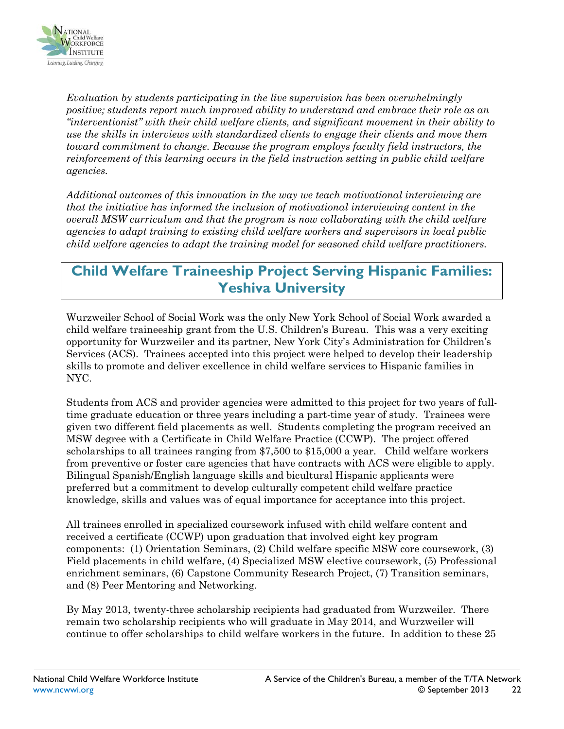*Evaluation by students participating in the live supervision has been overwhelmingly positive; students report much improved ability to understand and embrace their role as an "interventionist" with their child welfare clients, and significant movement in their ability to use the skills in interviews with standardized clients to engage their clients and move them toward commitment to change. Because the program employs faculty field instructors, the reinforcement of this learning occurs in the field instruction setting in public child welfare agencies.*

*Additional outcomes of this innovation in the way we teach motivational interviewing are that the initiative has informed the inclusion of motivational interviewing content in the overall MSW curriculum and that the program is now collaborating with the child welfare agencies to adapt training to existing child welfare workers and supervisors in local public child welfare agencies to adapt the training model for seasoned child welfare practitioners.*

## Child Welfare Traineeship Project Serving Hispanic Families: Yeshiva University

Wurzweiler School of Social Work was the only New York School of Social Work awarded a child welfare traineeship grant from the U.S. Children's Bureau. This was a very exciting opportunity for Wurzweiler and its partner, New York City's Administration for Children's Services (ACS). Trainees accepted into this project were helped to develop their leadership skills to promote and deliver excellence in child welfare services to Hispanic families in NYC.

Students from ACS and provider agencies were admitted to this project for two years of full-time graduate education or three years including a part-time year of study. Trainees were given two different field placements as well. Students completing the program received an MSW degree with a Certificate in Child Welfare Practice (CCWP). The project offered scholarships to all trainees ranging from $7,500 to $15,000 a year. Child welfare workers from preventive or foster care agencies that have contracts with ACS were eligible to apply. Bilingual Spanish/English language skills and bicultural Hispanic applicants were preferred but a commitment to develop culturally competent child welfare practice knowledge, skills and values was of equal importance for acceptance into this project.

All trainees enrolled in specialized coursework infused with child welfare content and received a certificate (CCWP) upon graduation that involved eight key program components: (1) Orientation Seminars, (2) Child welfare specific MSW core coursework, (3) Field placements in child welfare, (4) Specialized MSW elective coursework, (5) Professional enrichment seminars, (6) Capstone Community Research Project, (7) Transition seminars, and (8) Peer Mentoring and Networking.

By May 2013, twenty-three scholarship recipients had graduated from Wurzweiler. There remain two scholarship recipients who will graduate in May 2014, and Wurzweiler will continue to offer scholarships to child welfare workers in the future. In addition to these 25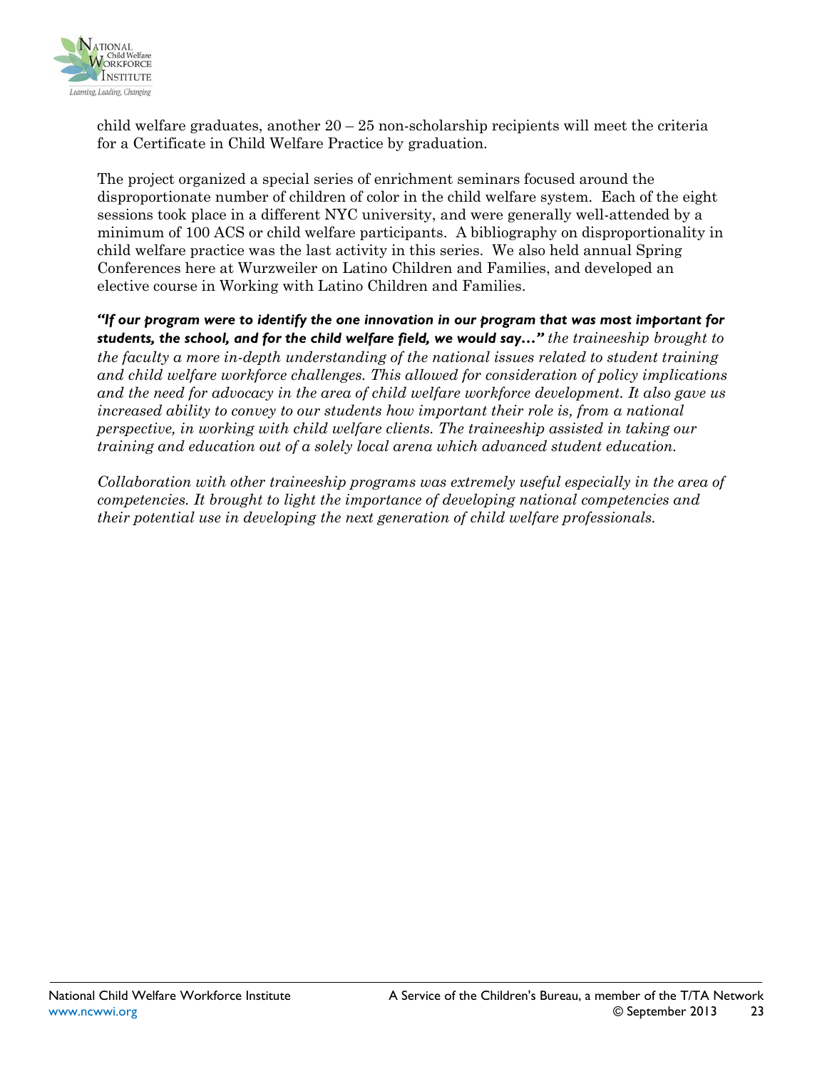child welfare graduates, another 20 – 25 non-scholarship recipients will meet the criteria for a Certificate in Child Welfare Practice by graduation.

The project organized a special series of enrichment seminars focused around the disproportionate number of children of color in the child welfare system. Each of the eight sessions took place in a different NYC university, and were generally well-attended by a minimum of 100 ACS or child welfare participants. A bibliography on disproportionality in child welfare practice was the last activity in this series. We also held annual Spring Conferences here at Wurzweiler on Latino Children and Families, and developed an elective course in Working with Latino Children and Families.

***"If our program were to identify the one innovation in our program that was most important for students, the school, and for the child welfare field, we would say…"*** *the traineeship brought to the faculty a more in-depth understanding of the national issues related to student training and child welfare workforce challenges. This allowed for consideration of policy implications and the need for advocacy in the area of child welfare workforce development. It also gave us increased ability to convey to our students how important their role is, from a national perspective, in working with child welfare clients. The traineeship assisted in taking our training and education out of a solely local arena which advanced student education.*

*Collaboration with other traineeship programs was extremely useful especially in the area of competencies. It brought to light the importance of developing national competencies and their potential use in developing the next generation of child welfare professionals.*